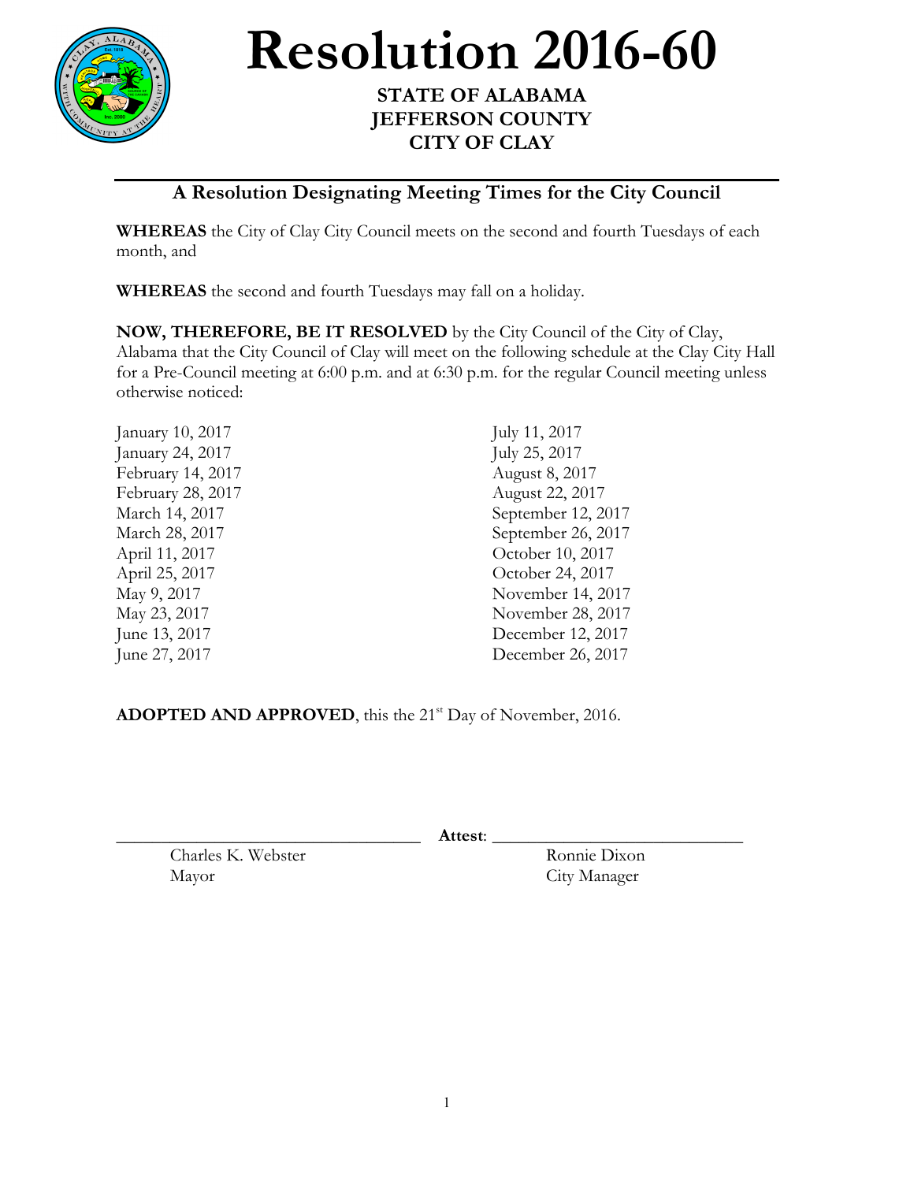# Resolution 2016-60

**STATE OF ALABAMA**
**JEFFERSON COUNTY**
**CITY OF CLAY**

## A Resolution Designating Meeting Times for the City Council

**WHEREAS** the City of Clay City Council meets on the second and fourth Tuesdays of each month, and

**WHEREAS** the second and fourth Tuesdays may fall on a holiday.

**NOW, THEREFORE, BE IT RESOLVED** by the City Council of the City of Clay, Alabama that the City Council of Clay will meet on the following schedule at the Clay City Hall for a Pre-Council meeting at 6:00 p.m. and at 6:30 p.m. for the regular Council meeting unless otherwise noticed:

January 10, 2017
January 24, 2017
February 14, 2017
February 28, 2017
March 14, 2017
March 28, 2017
April 11, 2017
April 25, 2017
May 9, 2017
May 23, 2017
June 13, 2017
June 27, 2017
July 11, 2017
July 25, 2017
August 8, 2017
August 22, 2017
September 12, 2017
September 26, 2017
October 10, 2017
October 24, 2017
November 14, 2017
November 28, 2017
December 12, 2017
December 26, 2017

**ADOPTED AND APPROVED**, this the 21st Day of November, 2016.

\_\_\_\_\_\_\_\_\_\_\_\_\_\_\_\_\_\_\_\_\_\_\_\_\_\_\_\_\_\_\_\_\_\_
Charles K. Webster
Mayor

**Attest**: \_\_\_\_\_\_\_\_\_\_\_\_\_\_\_\_\_\_\_\_\_\_\_\_\_\_\_\_
Ronnie Dixon
City Manager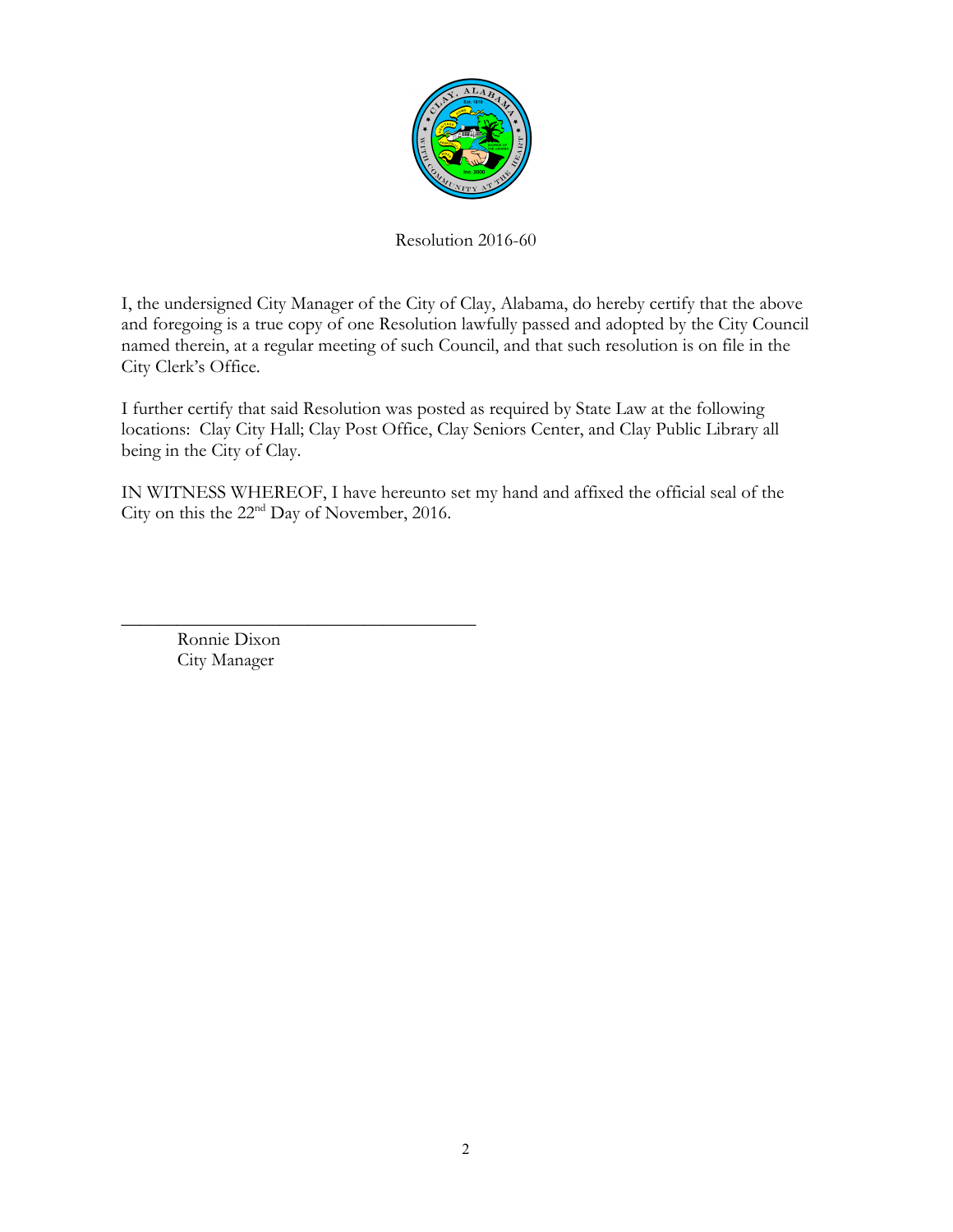Resolution 2016-60

I, the undersigned City Manager of the City of Clay, Alabama, do hereby certify that the above and foregoing is a true copy of one Resolution lawfully passed and adopted by the City Council named therein, at a regular meeting of such Council, and that such resolution is on file in the City Clerk's Office.

I further certify that said Resolution was posted as required by State Law at the following locations: Clay City Hall; Clay Post Office, Clay Seniors Center, and Clay Public Library all being in the City of Clay.

IN WITNESS WHEREOF, I have hereunto set my hand and affixed the official seal of the City on this the 22nd Day of November, 2016.

\_\_\_\_\_\_\_\_\_\_\_\_\_\_\_\_\_\_\_\_\_\_\_\_\_\_\_\_\_\_\_\_\_\_\_\_\_\_\_\_

Ronnie Dixon
City Manager